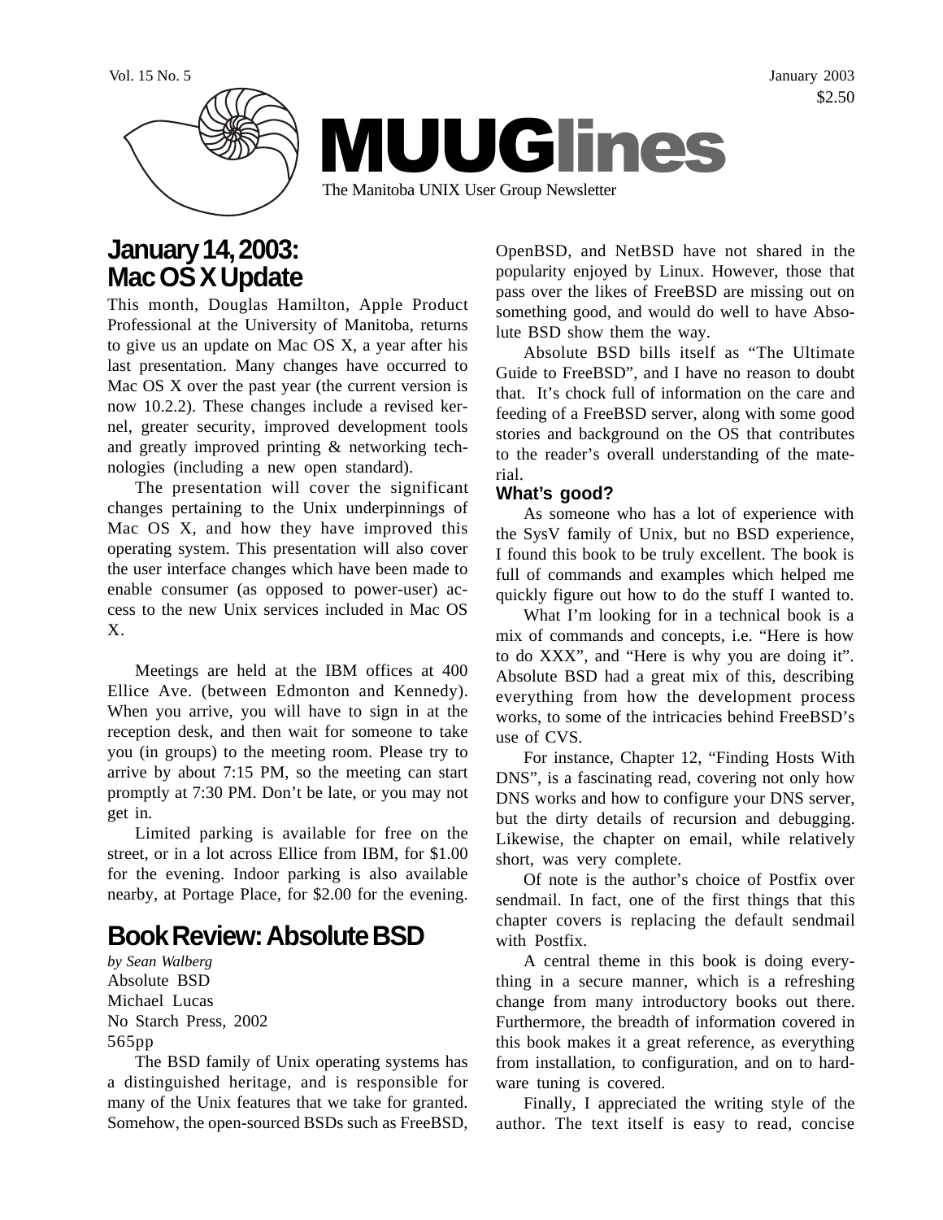Vol. 15 No. 5

January 2003

$2.50

# MUUGlines

The Manitoba UNIX User Group Newsletter

## January 14, 2003: Mac OS X Update

This month, Douglas Hamilton, Apple Product Professional at the University of Manitoba, returns to give us an update on Mac OS X, a year after his last presentation. Many changes have occurred to Mac OS X over the past year (the current version is now 10.2.2). These changes include a revised kernel, greater security, improved development tools and greatly improved printing & networking technologies (including a new open standard).

The presentation will cover the significant changes pertaining to the Unix underpinnings of Mac OS X, and how they have improved this operating system. This presentation will also cover the user interface changes which have been made to enable consumer (as opposed to power-user) access to the new Unix services included in Mac OS X.

Meetings are held at the IBM offices at 400 Ellice Ave. (between Edmonton and Kennedy). When you arrive, you will have to sign in at the reception desk, and then wait for someone to take you (in groups) to the meeting room. Please try to arrive by about 7:15 PM, so the meeting can start promptly at 7:30 PM. Don't be late, or you may not get in.

Limited parking is available for free on the street, or in a lot across Ellice from IBM, for $1.00 for the evening. Indoor parking is also available nearby, at Portage Place, for $2.00 for the evening.

## Book Review: Absolute BSD

*by Sean Walberg*

Absolute BSD
Michael Lucas
No Starch Press, 2002
565pp

The BSD family of Unix operating systems has a distinguished heritage, and is responsible for many of the Unix features that we take for granted. Somehow, the open-sourced BSDs such as FreeBSD, OpenBSD, and NetBSD have not shared in the popularity enjoyed by Linux. However, those that pass over the likes of FreeBSD are missing out on something good, and would do well to have Absolute BSD show them the way.

Absolute BSD bills itself as "The Ultimate Guide to FreeBSD", and I have no reason to doubt that. It's chock full of information on the care and feeding of a FreeBSD server, along with some good stories and background on the OS that contributes to the reader's overall understanding of the material.

### What's good?

As someone who has a lot of experience with the SysV family of Unix, but no BSD experience, I found this book to be truly excellent. The book is full of commands and examples which helped me quickly figure out how to do the stuff I wanted to.

What I'm looking for in a technical book is a mix of commands and concepts, i.e. "Here is how to do XXX", and "Here is why you are doing it". Absolute BSD had a great mix of this, describing everything from how the development process works, to some of the intricacies behind FreeBSD's use of CVS.

For instance, Chapter 12, "Finding Hosts With DNS", is a fascinating read, covering not only how DNS works and how to configure your DNS server, but the dirty details of recursion and debugging. Likewise, the chapter on email, while relatively short, was very complete.

Of note is the author's choice of Postfix over sendmail. In fact, one of the first things that this chapter covers is replacing the default sendmail with Postfix.

A central theme in this book is doing everything in a secure manner, which is a refreshing change from many introductory books out there. Furthermore, the breadth of information covered in this book makes it a great reference, as everything from installation, to configuration, and on to hardware tuning is covered.

Finally, I appreciated the writing style of the author. The text itself is easy to read, concise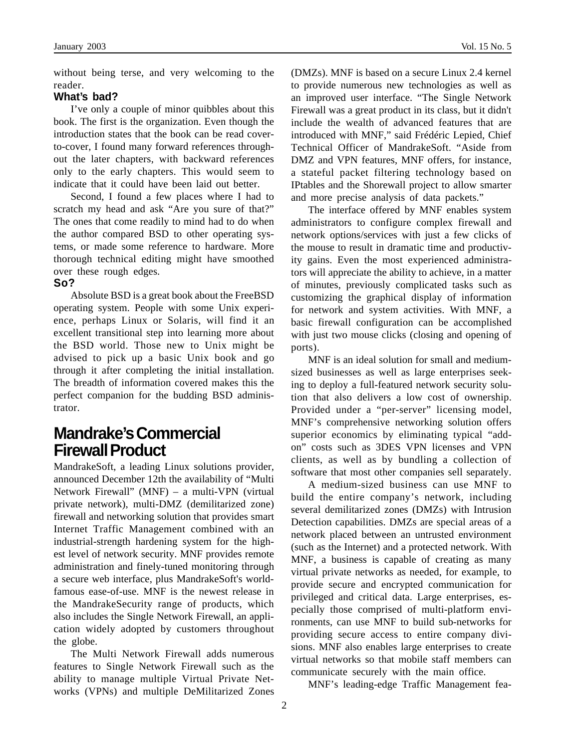without being terse, and very welcoming to the reader.

### What's bad?

I've only a couple of minor quibbles about this book. The first is the organization. Even though the introduction states that the book can be read cover-to-cover, I found many forward references throughout the later chapters, with backward references only to the early chapters. This would seem to indicate that it could have been laid out better.

Second, I found a few places where I had to scratch my head and ask "Are you sure of that?" The ones that come readily to mind had to do when the author compared BSD to other operating systems, or made some reference to hardware. More thorough technical editing might have smoothed over these rough edges.

### So?

Absolute BSD is a great book about the FreeBSD operating system. People with some Unix experience, perhaps Linux or Solaris, will find it an excellent transitional step into learning more about the BSD world. Those new to Unix might be advised to pick up a basic Unix book and go through it after completing the initial installation. The breadth of information covered makes this the perfect companion for the budding BSD administrator.

## Mandrake's Commercial Firewall Product

MandrakeSoft, a leading Linux solutions provider, announced December 12th the availability of "Multi Network Firewall" (MNF) – a multi-VPN (virtual private network), multi-DMZ (demilitarized zone) firewall and networking solution that provides smart Internet Traffic Management combined with an industrial-strength hardening system for the highest level of network security. MNF provides remote administration and finely-tuned monitoring through a secure web interface, plus MandrakeSoft's world-famous ease-of-use. MNF is the newest release in the MandrakeSecurity range of products, which also includes the Single Network Firewall, an application widely adopted by customers throughout the globe.

The Multi Network Firewall adds numerous features to Single Network Firewall such as the ability to manage multiple Virtual Private Networks (VPNs) and multiple DeMilitarized Zones (DMZs). MNF is based on a secure Linux 2.4 kernel to provide numerous new technologies as well as an improved user interface. "The Single Network Firewall was a great product in its class, but it didn't include the wealth of advanced features that are introduced with MNF," said Frédéric Lepied, Chief Technical Officer of MandrakeSoft. "Aside from DMZ and VPN features, MNF offers, for instance, a stateful packet filtering technology based on IPtables and the Shorewall project to allow smarter and more precise analysis of data packets."

The interface offered by MNF enables system administrators to configure complex firewall and network options/services with just a few clicks of the mouse to result in dramatic time and productivity gains. Even the most experienced administrators will appreciate the ability to achieve, in a matter of minutes, previously complicated tasks such as customizing the graphical display of information for network and system activities. With MNF, a basic firewall configuration can be accomplished with just two mouse clicks (closing and opening of ports).

MNF is an ideal solution for small and medium-sized businesses as well as large enterprises seeking to deploy a full-featured network security solution that also delivers a low cost of ownership. Provided under a "per-server" licensing model, MNF's comprehensive networking solution offers superior economics by eliminating typical "add-on" costs such as 3DES VPN licenses and VPN clients, as well as by bundling a collection of software that most other companies sell separately.

A medium-sized business can use MNF to build the entire company's network, including several demilitarized zones (DMZs) with Intrusion Detection capabilities. DMZs are special areas of a network placed between an untrusted environment (such as the Internet) and a protected network. With MNF, a business is capable of creating as many virtual private networks as needed, for example, to provide secure and encrypted communication for privileged and critical data. Large enterprises, especially those comprised of multi-platform environments, can use MNF to build sub-networks for providing secure access to entire company divisions. MNF also enables large enterprises to create virtual networks so that mobile staff members can communicate securely with the main office.

MNF's leading-edge Traffic Management fea-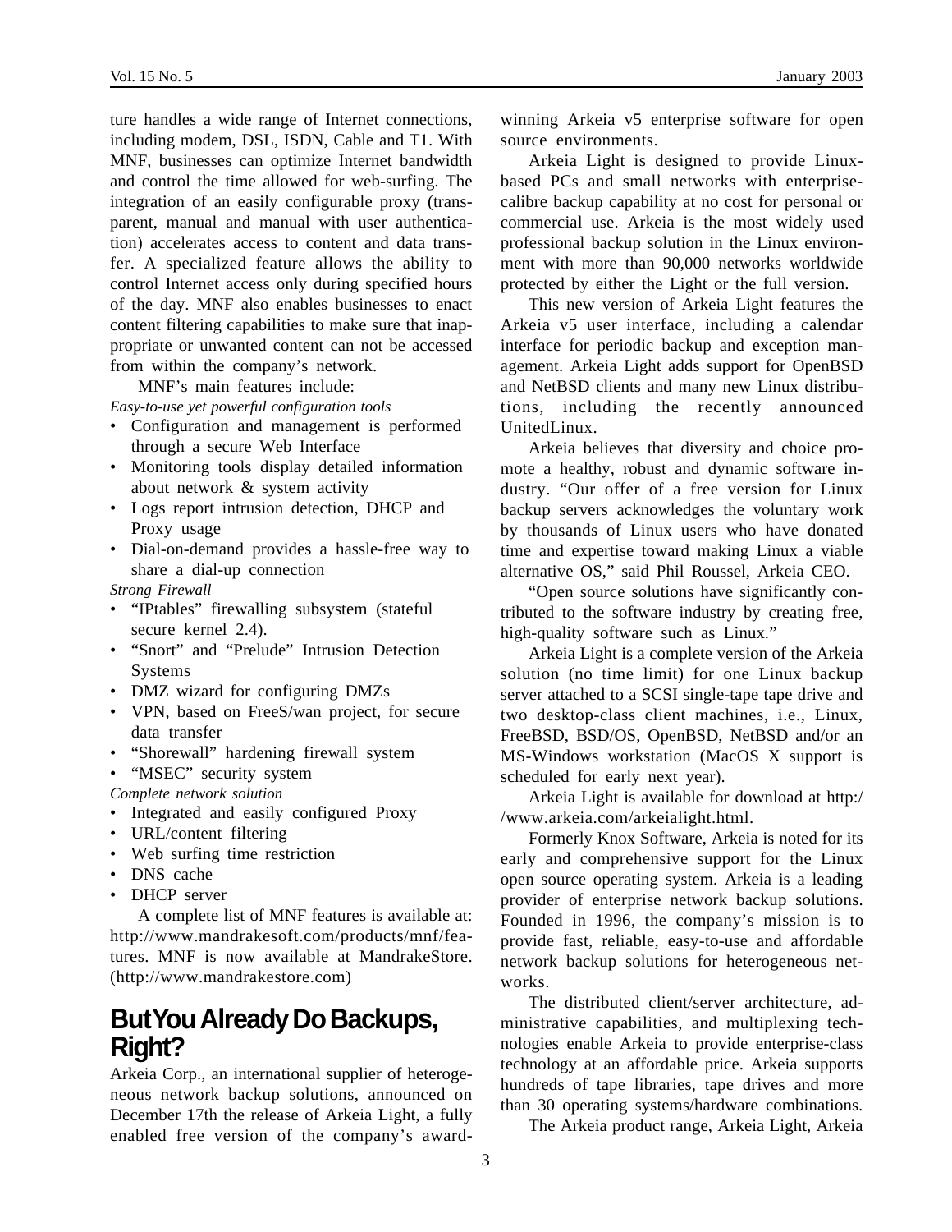ture handles a wide range of Internet connections, including modem, DSL, ISDN, Cable and T1. With MNF, businesses can optimize Internet bandwidth and control the time allowed for web-surfing. The integration of an easily configurable proxy (transparent, manual and manual with user authentication) accelerates access to content and data transfer. A specialized feature allows the ability to control Internet access only during specified hours of the day. MNF also enables businesses to enact content filtering capabilities to make sure that inappropriate or unwanted content can not be accessed from within the company's network.

MNF's main features include:

*Easy-to-use yet powerful configuration tools*

- Configuration and management is performed through a secure Web Interface
- Monitoring tools display detailed information about network & system activity
- Logs report intrusion detection, DHCP and Proxy usage
- Dial-on-demand provides a hassle-free way to share a dial-up connection

*Strong Firewall*

- "IPtables" firewalling subsystem (stateful secure kernel 2.4).
- "Snort" and "Prelude" Intrusion Detection Systems
- DMZ wizard for configuring DMZs
- VPN, based on FreeS/wan project, for secure data transfer
- "Shorewall" hardening firewall system
- "MSEC" security system

*Complete network solution*

- Integrated and easily configured Proxy
- URL/content filtering
- Web surfing time restriction
- DNS cache
- DHCP server

A complete list of MNF features is available at: http://www.mandrakesoft.com/products/mnf/features. MNF is now available at MandrakeStore. (http://www.mandrakestore.com)

## But You Already Do Backups, Right?

Arkeia Corp., an international supplier of heterogeneous network backup solutions, announced on December 17th the release of Arkeia Light, a fully enabled free version of the company's award-winning Arkeia v5 enterprise software for open source environments.

Arkeia Light is designed to provide Linux-based PCs and small networks with enterprise-calibre backup capability at no cost for personal or commercial use. Arkeia is the most widely used professional backup solution in the Linux environment with more than 90,000 networks worldwide protected by either the Light or the full version.

This new version of Arkeia Light features the Arkeia v5 user interface, including a calendar interface for periodic backup and exception management. Arkeia Light adds support for OpenBSD and NetBSD clients and many new Linux distributions, including the recently announced UnitedLinux.

Arkeia believes that diversity and choice promote a healthy, robust and dynamic software industry. "Our offer of a free version for Linux backup servers acknowledges the voluntary work by thousands of Linux users who have donated time and expertise toward making Linux a viable alternative OS," said Phil Roussel, Arkeia CEO.

"Open source solutions have significantly contributed to the software industry by creating free, high-quality software such as Linux."

Arkeia Light is a complete version of the Arkeia solution (no time limit) for one Linux backup server attached to a SCSI single-tape tape drive and two desktop-class client machines, i.e., Linux, FreeBSD, BSD/OS, OpenBSD, NetBSD and/or an MS-Windows workstation (MacOS X support is scheduled for early next year).

Arkeia Light is available for download at http://www.arkeia.com/arkeialight.html.

Formerly Knox Software, Arkeia is noted for its early and comprehensive support for the Linux open source operating system. Arkeia is a leading provider of enterprise network backup solutions. Founded in 1996, the company's mission is to provide fast, reliable, easy-to-use and affordable network backup solutions for heterogeneous networks.

The distributed client/server architecture, administrative capabilities, and multiplexing technologies enable Arkeia to provide enterprise-class technology at an affordable price. Arkeia supports hundreds of tape libraries, tape drives and more than 30 operating systems/hardware combinations.

The Arkeia product range, Arkeia Light, Arkeia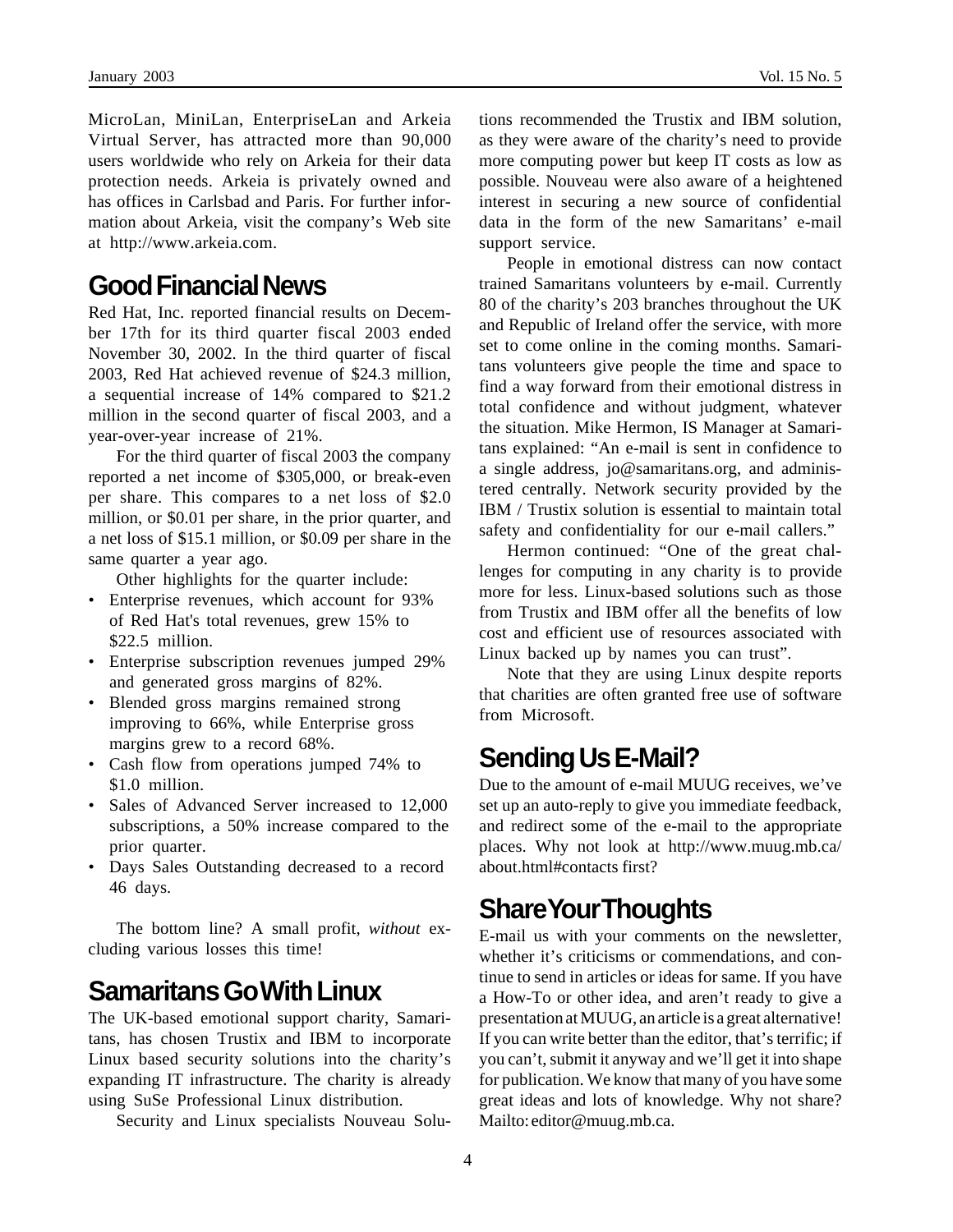MicroLan, MiniLan, EnterpriseLan and Arkeia Virtual Server, has attracted more than 90,000 users worldwide who rely on Arkeia for their data protection needs. Arkeia is privately owned and has offices in Carlsbad and Paris. For further information about Arkeia, visit the company's Web site at http://www.arkeia.com.

## Good Financial News

Red Hat, Inc. reported financial results on December 17th for its third quarter fiscal 2003 ended November 30, 2002. In the third quarter of fiscal 2003, Red Hat achieved revenue of $24.3 million, a sequential increase of 14% compared to $21.2 million in the second quarter of fiscal 2003, and a year-over-year increase of 21%.

For the third quarter of fiscal 2003 the company reported a net income of $305,000, or break-even per share. This compares to a net loss of $2.0 million, or $0.01 per share, in the prior quarter, and a net loss of $15.1 million, or $0.09 per share in the same quarter a year ago.

Other highlights for the quarter include:

- Enterprise revenues, which account for 93% of Red Hat's total revenues, grew 15% to $22.5 million.
- Enterprise subscription revenues jumped 29% and generated gross margins of 82%.
- Blended gross margins remained strong improving to 66%, while Enterprise gross margins grew to a record 68%.
- Cash flow from operations jumped 74% to $1.0 million.
- Sales of Advanced Server increased to 12,000 subscriptions, a 50% increase compared to the prior quarter.
- Days Sales Outstanding decreased to a record 46 days.

The bottom line? A small profit, *without* excluding various losses this time!

## Samaritans Go With Linux

The UK-based emotional support charity, Samaritans, has chosen Trustix and IBM to incorporate Linux based security solutions into the charity's expanding IT infrastructure. The charity is already using SuSe Professional Linux distribution.

Security and Linux specialists Nouveau Solutions recommended the Trustix and IBM solution, as they were aware of the charity's need to provide more computing power but keep IT costs as low as possible. Nouveau were also aware of a heightened interest in securing a new source of confidential data in the form of the new Samaritans' e-mail support service.

People in emotional distress can now contact trained Samaritans volunteers by e-mail. Currently 80 of the charity's 203 branches throughout the UK and Republic of Ireland offer the service, with more set to come online in the coming months. Samaritans volunteers give people the time and space to find a way forward from their emotional distress in total confidence and without judgment, whatever the situation. Mike Hermon, IS Manager at Samaritans explained: "An e-mail is sent in confidence to a single address, jo@samaritans.org, and administered centrally. Network security provided by the IBM / Trustix solution is essential to maintain total safety and confidentiality for our e-mail callers."

Hermon continued: "One of the great challenges for computing in any charity is to provide more for less. Linux-based solutions such as those from Trustix and IBM offer all the benefits of low cost and efficient use of resources associated with Linux backed up by names you can trust".

Note that they are using Linux despite reports that charities are often granted free use of software from Microsoft.

## Sending Us E-Mail?

Due to the amount of e-mail MUUG receives, we've set up an auto-reply to give you immediate feedback, and redirect some of the e-mail to the appropriate places. Why not look at http://www.muug.mb.ca/about.html#contacts first?

## Share Your Thoughts

E-mail us with your comments on the newsletter, whether it's criticisms or commendations, and continue to send in articles or ideas for same. If you have a How-To or other idea, and aren't ready to give a presentation at MUUG, an article is a great alternative! If you can write better than the editor, that's terrific; if you can't, submit it anyway and we'll get it into shape for publication. We know that many of you have some great ideas and lots of knowledge. Why not share? Mailto: editor@muug.mb.ca.